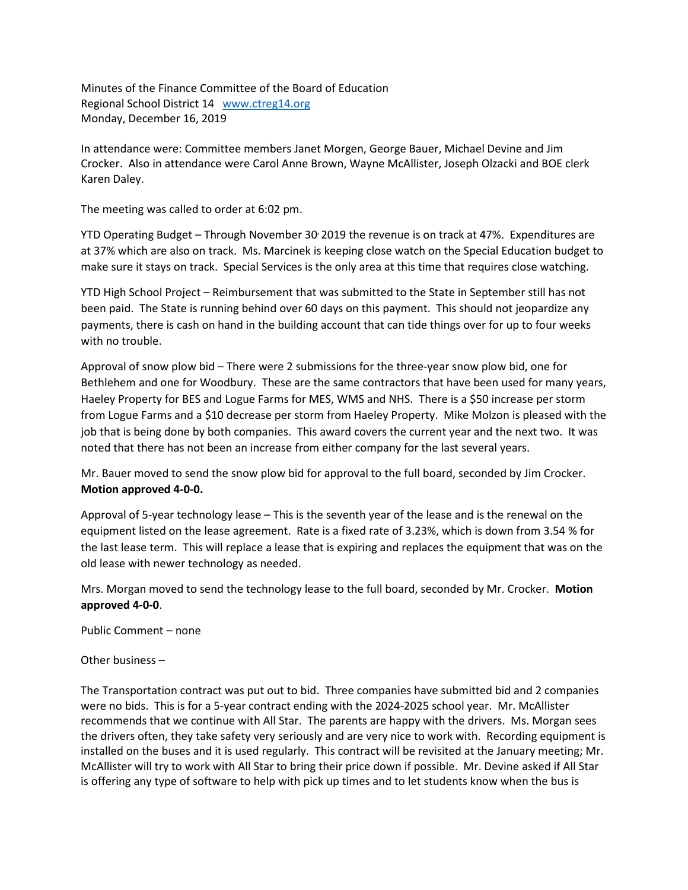Minutes of the Finance Committee of the Board of Education
Regional School District 14 www.ctreg14.org
Monday, December 16, 2019

In attendance were: Committee members Janet Morgen, George Bauer, Michael Devine and Jim Crocker. Also in attendance were Carol Anne Brown, Wayne McAllister, Joseph Olzacki and BOE clerk Karen Daley.

The meeting was called to order at 6:02 pm.

YTD Operating Budget – Through November 30, 2019 the revenue is on track at 47%. Expenditures are at 37% which are also on track. Ms. Marcinek is keeping close watch on the Special Education budget to make sure it stays on track. Special Services is the only area at this time that requires close watching.

YTD High School Project – Reimbursement that was submitted to the State in September still has not been paid. The State is running behind over 60 days on this payment. This should not jeopardize any payments, there is cash on hand in the building account that can tide things over for up to four weeks with no trouble.

Approval of snow plow bid – There were 2 submissions for the three-year snow plow bid, one for Bethlehem and one for Woodbury. These are the same contractors that have been used for many years, Haeley Property for BES and Logue Farms for MES, WMS and NHS. There is a $50 increase per storm from Logue Farms and a $10 decrease per storm from Haeley Property. Mike Molzon is pleased with the job that is being done by both companies. This award covers the current year and the next two. It was noted that there has not been an increase from either company for the last several years.

Mr. Bauer moved to send the snow plow bid for approval to the full board, seconded by Jim Crocker. **Motion approved 4-0-0.**

Approval of 5-year technology lease – This is the seventh year of the lease and is the renewal on the equipment listed on the lease agreement. Rate is a fixed rate of 3.23%, which is down from 3.54 % for the last lease term. This will replace a lease that is expiring and replaces the equipment that was on the old lease with newer technology as needed.

Mrs. Morgan moved to send the technology lease to the full board, seconded by Mr. Crocker. **Motion approved 4-0-0**.

Public Comment – none

Other business –

The Transportation contract was put out to bid. Three companies have submitted bid and 2 companies were no bids. This is for a 5-year contract ending with the 2024-2025 school year. Mr. McAllister recommends that we continue with All Star. The parents are happy with the drivers. Ms. Morgan sees the drivers often, they take safety very seriously and are very nice to work with. Recording equipment is installed on the buses and it is used regularly. This contract will be revisited at the January meeting; Mr. McAllister will try to work with All Star to bring their price down if possible. Mr. Devine asked if All Star is offering any type of software to help with pick up times and to let students know when the bus is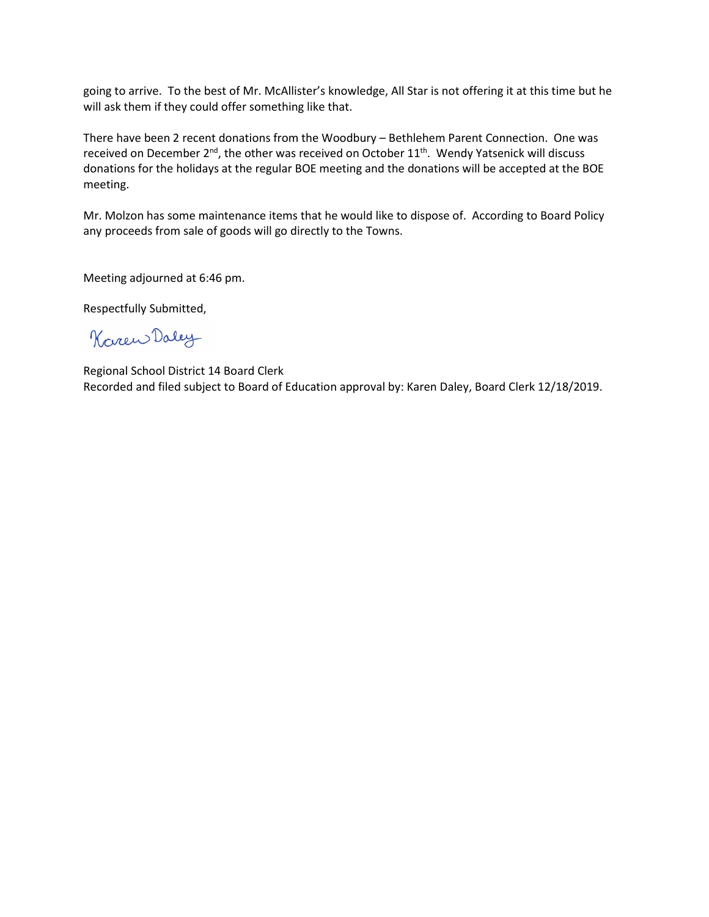going to arrive. To the best of Mr. McAllister's knowledge, All Star is not offering it at this time but he will ask them if they could offer something like that.

There have been 2 recent donations from the Woodbury – Bethlehem Parent Connection. One was received on December 2nd, the other was received on October 11th. Wendy Yatsenick will discuss donations for the holidays at the regular BOE meeting and the donations will be accepted at the BOE meeting.

Mr. Molzon has some maintenance items that he would like to dispose of. According to Board Policy any proceeds from sale of goods will go directly to the Towns.

Meeting adjourned at 6:46 pm.

Respectfully Submitted,

Karen Daley

Regional School District 14 Board Clerk
Recorded and filed subject to Board of Education approval by: Karen Daley, Board Clerk 12/18/2019.